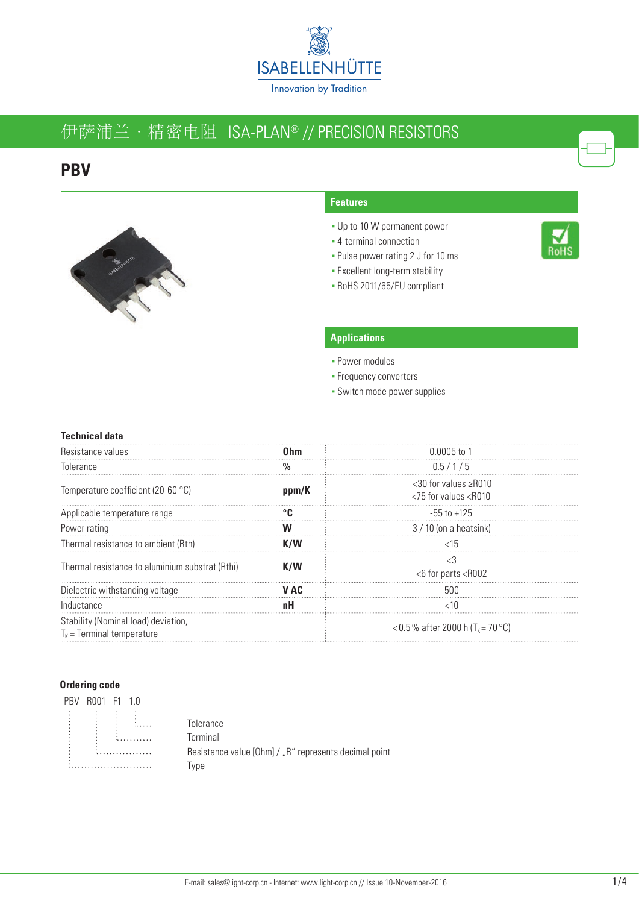ISABELLENHÜTTE

Innovation by Tradition

# 伊萨浦兰 · 精密电阻 ISA-PLAN® // PRECISION RESISTORS

## PBV

### Features

- Up to 10 W permanent power
- 4-terminal connection
- Pulse power rating 2 J for 10 ms
- Excellent long-term stability
- RoHS 2011/65/EU compliant

### Applications

- Power modules
- Frequency converters
- Switch mode power supplies

### Technical data

| | | |
|---|---|---|
| Resistance values | **Ohm** | 0.0005 to 1 |
| Tolerance | **%** | 0.5 / 1 / 5 |
| Temperature coefficient (20-60 °C) | **ppm/K** | <30 for values ≥R010<br><75 for values <R010 |
| Applicable temperature range | **°C** | -55 to +125 |
| Power rating | **W** | 3 / 10 (on a heatsink) |
| Thermal resistance to ambient (Rth) | **K/W** | <15 |
| Thermal resistance to aluminium substrat (Rthi) | **K/W** | <3<br><6 for parts <R002 |
| Dielectric withstanding voltage | **V AC** | 500 |
| Inductance | **nH** | <10 |
| Stability (Nominal load) deviation, $T_K$ = Terminal temperature | | <0.5 % after 2000 h ($T_K$ = 70 °C) |

### Ordering code

PBV - R001 - F1 - 1.0

- 1.0 … Tolerance
- F1 … Terminal
- R001 … Resistance value [Ohm] / „R" represents decimal point
- PBV … Type

E-mail: sales@light-corp.cn - Internet: www.light-corp.cn // Issue 10-November-2016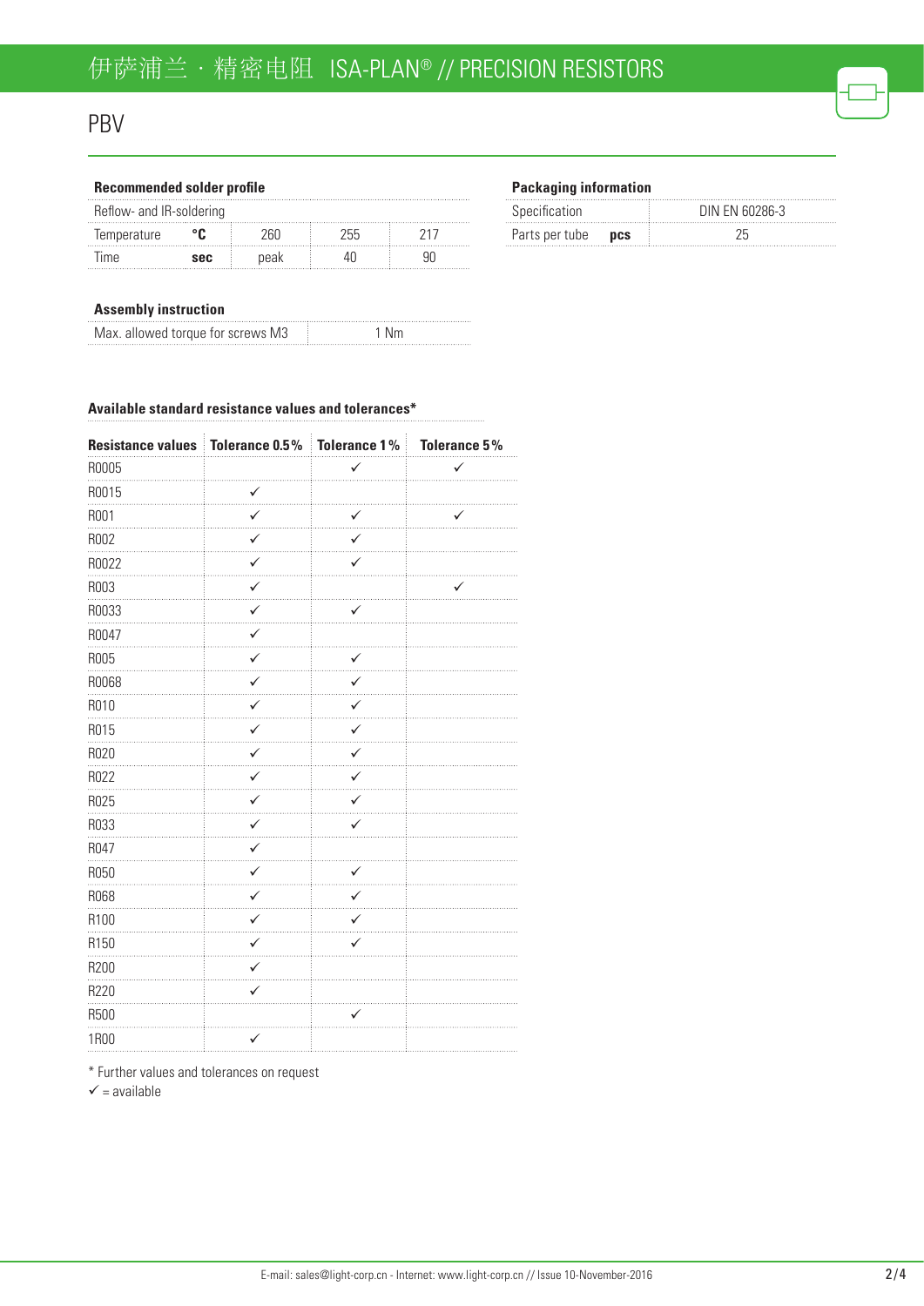# PBV

**Recommended solder profile**

| Reflow- and IR-soldering | | | | |
|---|---|---|---|---|
| Temperature | **°C** | 260 | 255 | 217 |
| Time | **sec** | peak | 40 | 90 |

**Packaging information**

| Specification | | DIN EN 60286-3 |
|---|---|---|
| Parts per tube | **pcs** | 25 |

**Assembly instruction**

| Max. allowed torque for screws M3 | 1 Nm |
|---|---|

**Available standard resistance values and tolerances***

| Resistance values | Tolerance 0.5% | Tolerance 1% | Tolerance 5% |
|---|---|---|---|
| R0005 | | ✓ | ✓ |
| R0015 | ✓ | | |
| R001 | ✓ | ✓ | ✓ |
| R002 | ✓ | ✓ | |
| R0022 | ✓ | ✓ | |
| R003 | ✓ | | ✓ |
| R0033 | ✓ | ✓ | |
| R0047 | ✓ | | |
| R005 | ✓ | ✓ | |
| R0068 | ✓ | ✓ | |
| R010 | ✓ | ✓ | |
| R015 | ✓ | ✓ | |
| R020 | ✓ | ✓ | |
| R022 | ✓ | ✓ | |
| R025 | ✓ | ✓ | |
| R033 | ✓ | ✓ | |
| R047 | ✓ | | |
| R050 | ✓ | ✓ | |
| R068 | ✓ | ✓ | |
| R100 | ✓ | ✓ | |
| R150 | ✓ | ✓ | |
| R200 | ✓ | | |
| R220 | ✓ | | |
| R500 | | ✓ | |
| 1R00 | ✓ | | |

* Further values and tolerances on request
✓ = available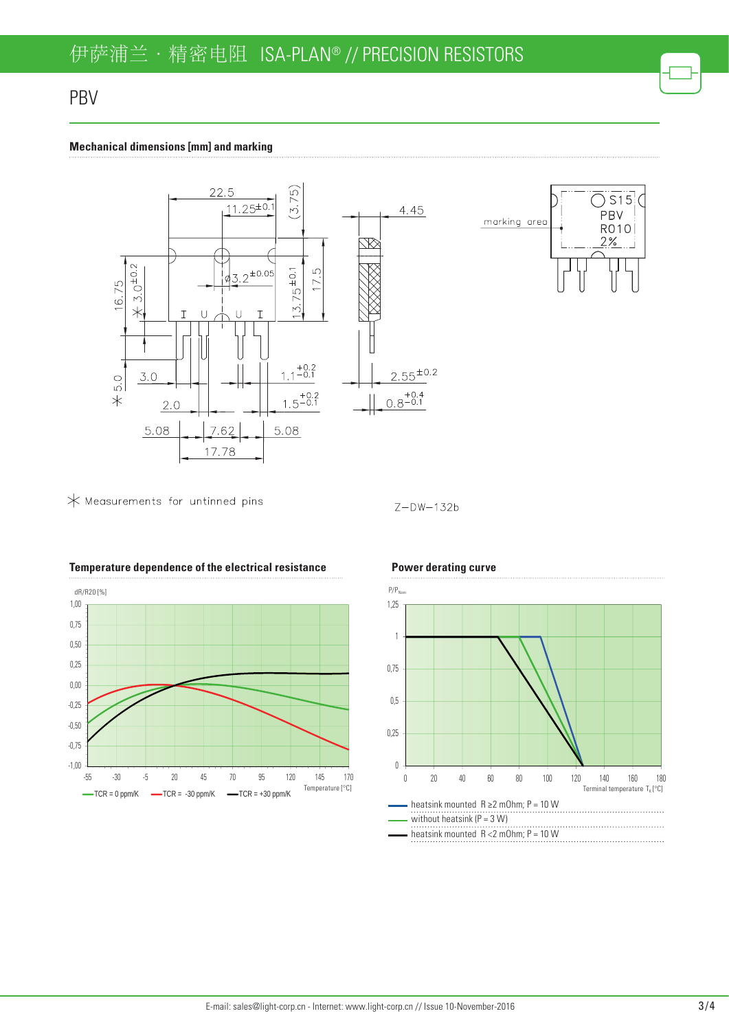# PBV

## Mechanical dimensions [mm] and marking

22.5
11.25±0.1
(3.75)
4.45
marking area
S15
PBV
R010
2%
16.75
✳ 3.0±0.2
ø3.2±0.05
13.75±0.1
17.5
3.0
✳ 5.0
2.0
1.1 +0.2/−0.1
1.5 +0.2/−0.1
2.55±0.2
0.8 +0.4/−0.1
5.08
7.62
5.08
17.78

✳ Measurements for untinned pins

Z-DW-132b

## Temperature dependence of the electrical resistance

dR/R20 [%]

Temperature [°C]

— TCR = 0 ppm/K
— TCR = -30 ppm/K
— TCR = +30 ppm/K

## Power derating curve

$P/P_{Nom}$

Terminal temperature $T_K$ [°C]

- heatsink mounted R ≥2 mOhm; P = 10 W
- without heatsink (P = 3 W)
- heatsink mounted R <2 mOhm; P = 10 W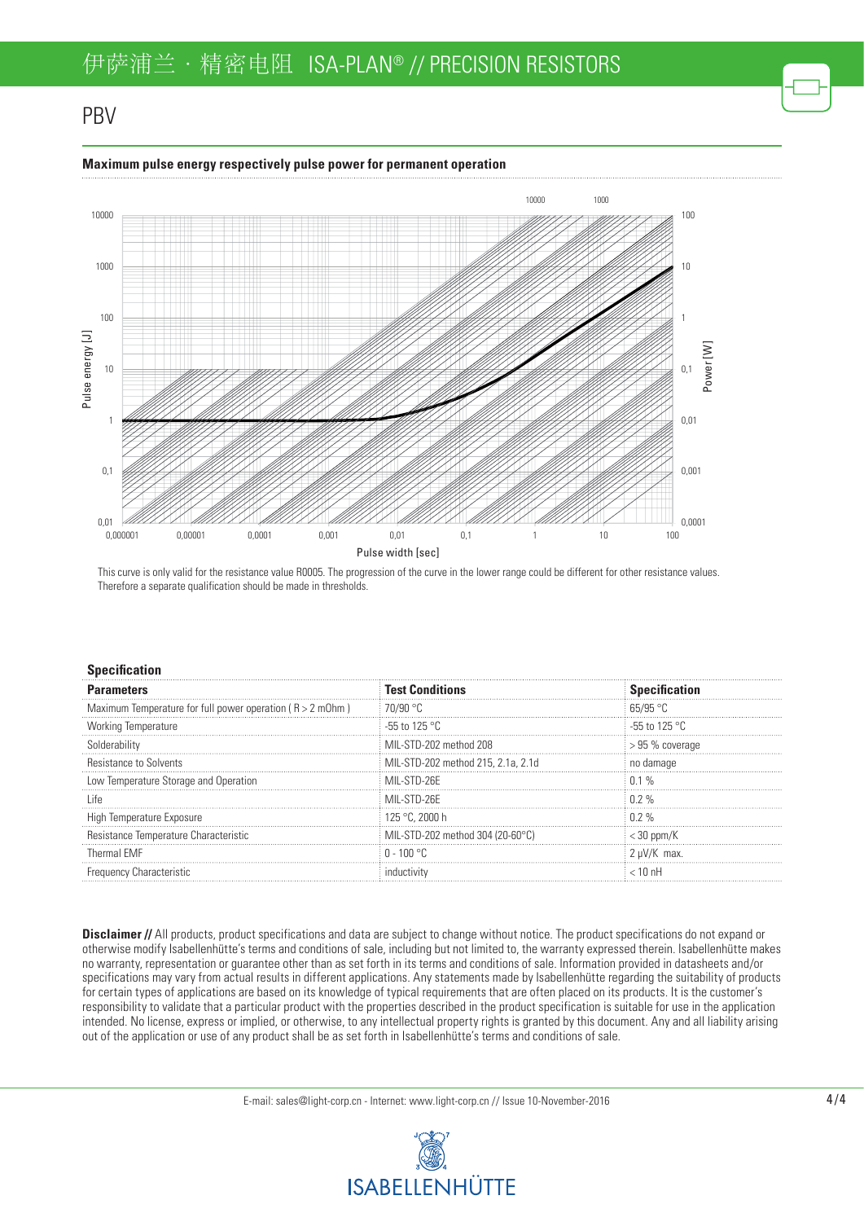# PBV

## Maximum pulse energy respectively pulse power for permanent operation

10000
1000
10000
1000
100
10
1
0,1
0,01
Pulse energy [J]
100
10
1
0,1
0,01
0,001
0,0001
Power [W]
0,000001
0,00001
0,0001
0,001
0,01
0,1
1
10
100
Pulse width [sec]

This curve is only valid for the resistance value R0005. The progression of the curve in the lower range could be different for other resistance values. Therefore a separate qualification should be made in thresholds.

### Specification

| Parameters | Test Conditions | Specification |
|---|---|---|
| Maximum Temperature for full power operation ( R > 2 mOhm ) | 70/90 °C | 65/95 °C |
| Working Temperature | -55 to 125 °C | -55 to 125 °C |
| Solderability | MIL-STD-202 method 208 | > 95 % coverage |
| Resistance to Solvents | MIL-STD-202 method 215, 2.1a, 2.1d | no damage |
| Low Temperature Storage and Operation | MIL-STD-26E | 0.1 % |
| Life | MIL-STD-26E | 0.2 % |
| High Temperature Exposure | 125 °C, 2000 h | 0.2 % |
| Resistance Temperature Characteristic | MIL-STD-202 method 304 (20-60°C) | < 30 ppm/K |
| Thermal EMF | 0 - 100 °C | 2 µV/K max. |
| Frequency Characteristic | inductivity | < 10 nH |

**Disclaimer //** All products, product specifications and data are subject to change without notice. The product specifications do not expand or otherwise modify Isabellenhütte's terms and conditions of sale, including but not limited to, the warranty expressed therein. Isabellenhütte makes no warranty, representation or guarantee other than as set forth in its terms and conditions of sale. Information provided in datasheets and/or specifications may vary from actual results in different applications. Any statements made by Isabellenhütte regarding the suitability of products for certain types of applications are based on its knowledge of typical requirements that are often placed on its products. It is the customer's responsibility to validate that a particular product with the properties described in the product specification is suitable for use in the application intended. No license, express or implied, or otherwise, to any intellectual property rights is granted by this document. Any and all liability arising out of the application or use of any product shall be as set forth in Isabellenhütte's terms and conditions of sale.

E-mail: sales@light-corp.cn - Internet: www.light-corp.cn // Issue 10-November-2016